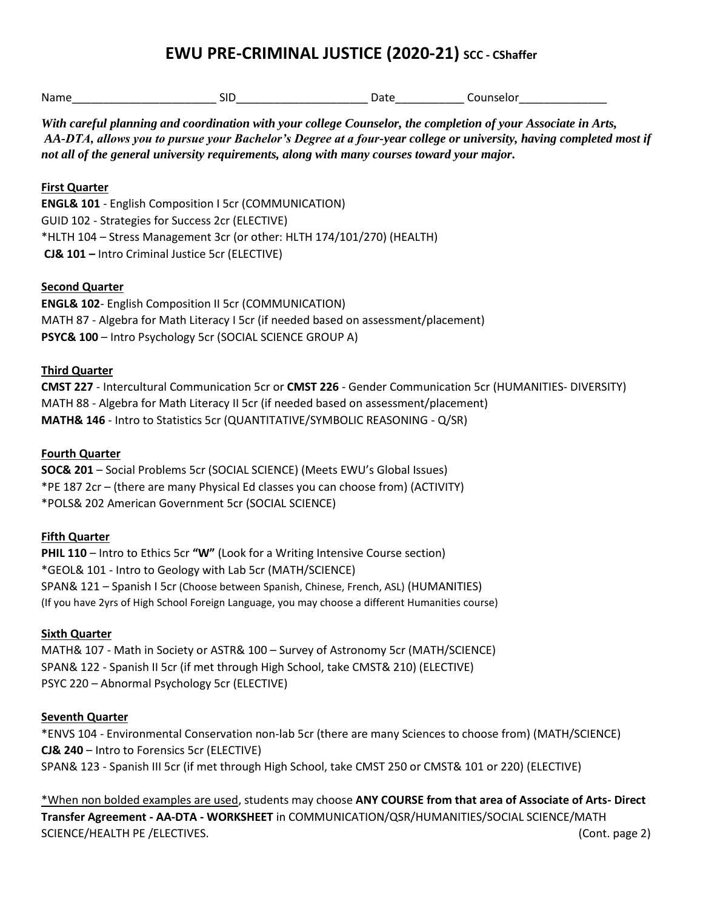# EWU PRE-CRIMINAL JUSTICE (2020-21) SCC - CShaffer

Name_______________________ SID_____________________ Date___________ Counselor______________

***With careful planning and coordination with your college Counselor, the completion of your Associate in Arts, AA-DTA, allows you to pursue your Bachelor's Degree at a four-year college or university, having completed most if not all of the general university requirements, along with many courses toward your major.***

**First Quarter**

**ENGL& 101** - English Composition I 5cr (COMMUNICATION)
GUID 102 - Strategies for Success 2cr (ELECTIVE)
*HLTH 104 – Stress Management 3cr (or other: HLTH 174/101/270) (HEALTH)
**CJ& 101 –** Intro Criminal Justice 5cr (ELECTIVE)

**Second Quarter**

**ENGL& 102**- English Composition II 5cr (COMMUNICATION)
MATH 87 - Algebra for Math Literacy I 5cr (if needed based on assessment/placement)
**PSYC& 100** – Intro Psychology 5cr (SOCIAL SCIENCE GROUP A)

**Third Quarter**

**CMST 227** - Intercultural Communication 5cr or **CMST 226** - Gender Communication 5cr (HUMANITIES- DIVERSITY)
MATH 88 - Algebra for Math Literacy II 5cr (if needed based on assessment/placement)
**MATH& 146** - Intro to Statistics 5cr (QUANTITATIVE/SYMBOLIC REASONING - Q/SR)

**Fourth Quarter**

**SOC& 201** – Social Problems 5cr (SOCIAL SCIENCE) (Meets EWU's Global Issues)
*PE 187 2cr – (there are many Physical Ed classes you can choose from) (ACTIVITY)
*POLS& 202 American Government 5cr (SOCIAL SCIENCE)

**Fifth Quarter**

**PHIL 110** – Intro to Ethics 5cr **"W"** (Look for a Writing Intensive Course section)
*GEOL& 101 - Intro to Geology with Lab 5cr (MATH/SCIENCE)
SPAN& 121 – Spanish I 5cr (Choose between Spanish, Chinese, French, ASL) (HUMANITIES)
(If you have 2yrs of High School Foreign Language, you may choose a different Humanities course)

**Sixth Quarter**

MATH& 107 - Math in Society or ASTR& 100 – Survey of Astronomy 5cr (MATH/SCIENCE)
SPAN& 122 - Spanish II 5cr (if met through High School, take CMST& 210) (ELECTIVE)
PSYC 220 – Abnormal Psychology 5cr (ELECTIVE)

**Seventh Quarter**

*ENVS 104 - Environmental Conservation non-lab 5cr (there are many Sciences to choose from) (MATH/SCIENCE)
**CJ& 240** – Intro to Forensics 5cr (ELECTIVE)
SPAN& 123 - Spanish III 5cr (if met through High School, take CMST 250 or CMST& 101 or 220) (ELECTIVE)

*When non bolded examples are used, students may choose **ANY COURSE from that area of Associate of Arts- Direct Transfer Agreement - AA-DTA - WORKSHEET** in COMMUNICATION/QSR/HUMANITIES/SOCIAL SCIENCE/MATH SCIENCE/HEALTH PE /ELECTIVES. (Cont. page 2)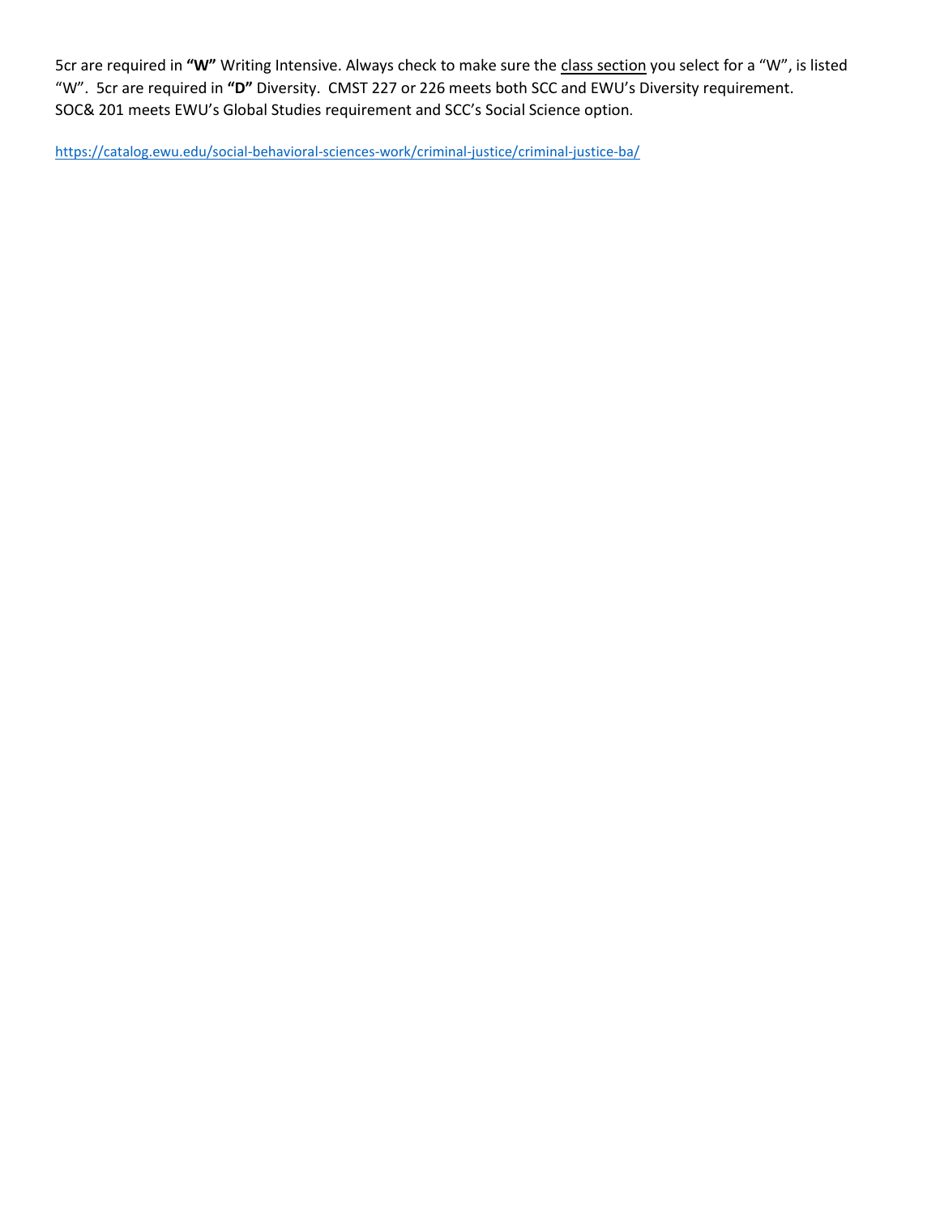5cr are required in **"W"** Writing Intensive. Always check to make sure the class section you select for a "W", is listed "W". 5cr are required in **"D"** Diversity. CMST 227 or 226 meets both SCC and EWU's Diversity requirement. SOC& 201 meets EWU's Global Studies requirement and SCC's Social Science option.

https://catalog.ewu.edu/social-behavioral-sciences-work/criminal-justice/criminal-justice-ba/